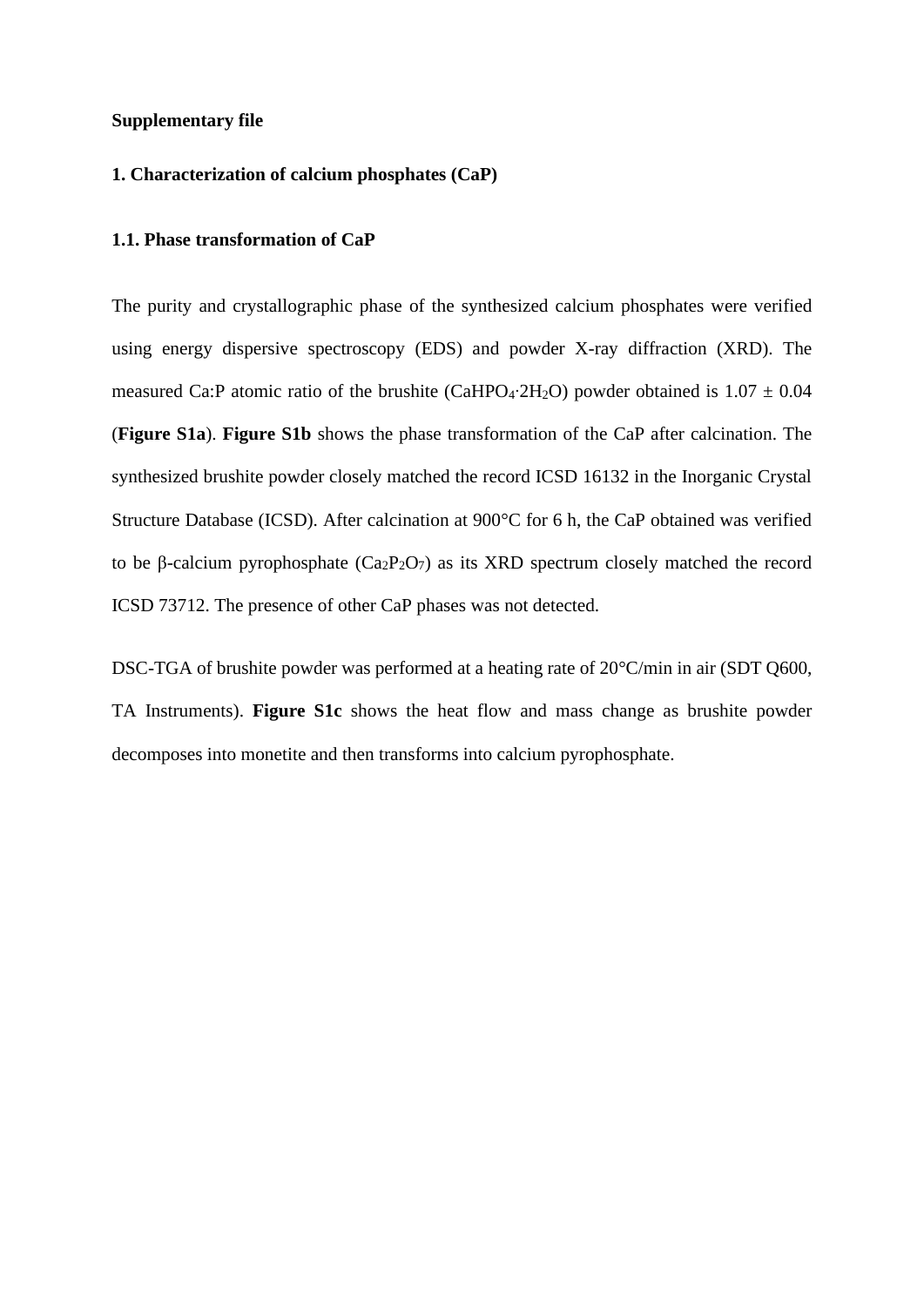**Supplementary file**

## 1. Characterization of calcium phosphates (CaP)

### 1.1. Phase transformation of CaP

The purity and crystallographic phase of the synthesized calcium phosphates were verified using energy dispersive spectroscopy (EDS) and powder X-ray diffraction (XRD). The measured Ca:P atomic ratio of the brushite ($CaHPO_4 \cdot 2H_2O$) powder obtained is $1.07 \pm 0.04$ (**Figure S1a**). **Figure S1b** shows the phase transformation of the CaP after calcination. The synthesized brushite powder closely matched the record ICSD 16132 in the Inorganic Crystal Structure Database (ICSD). After calcination at 900°C for 6 h, the CaP obtained was verified to be β-calcium pyrophosphate ($Ca_2P_2O_7$) as its XRD spectrum closely matched the record ICSD 73712. The presence of other CaP phases was not detected.

DSC-TGA of brushite powder was performed at a heating rate of 20°C/min in air (SDT Q600, TA Instruments). **Figure S1c** shows the heat flow and mass change as brushite powder decomposes into monetite and then transforms into calcium pyrophosphate.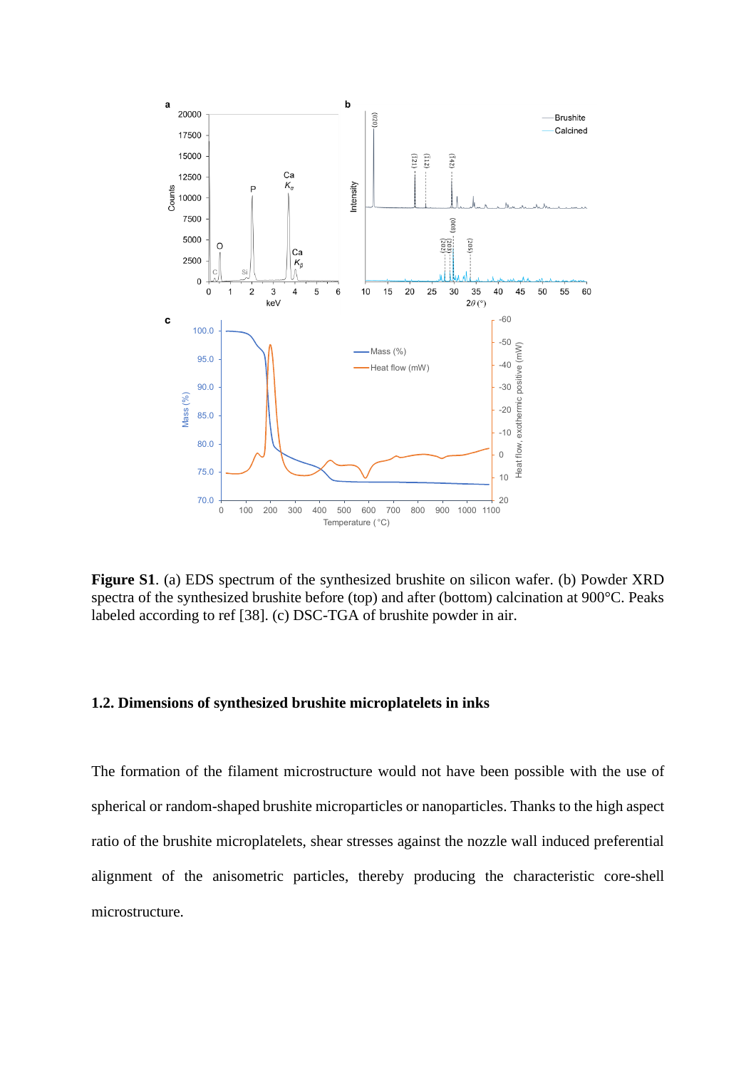**Figure S1**. (a) EDS spectrum of the synthesized brushite on silicon wafer. (b) Powder XRD spectra of the synthesized brushite before (top) and after (bottom) calcination at 900°C. Peaks labeled according to ref [38]. (c) DSC-TGA of brushite powder in air.

### 1.2. Dimensions of synthesized brushite microplatelets in inks

The formation of the filament microstructure would not have been possible with the use of spherical or random-shaped brushite microparticles or nanoparticles. Thanks to the high aspect ratio of the brushite microplatelets, shear stresses against the nozzle wall induced preferential alignment of the anisometric particles, thereby producing the characteristic core-shell microstructure.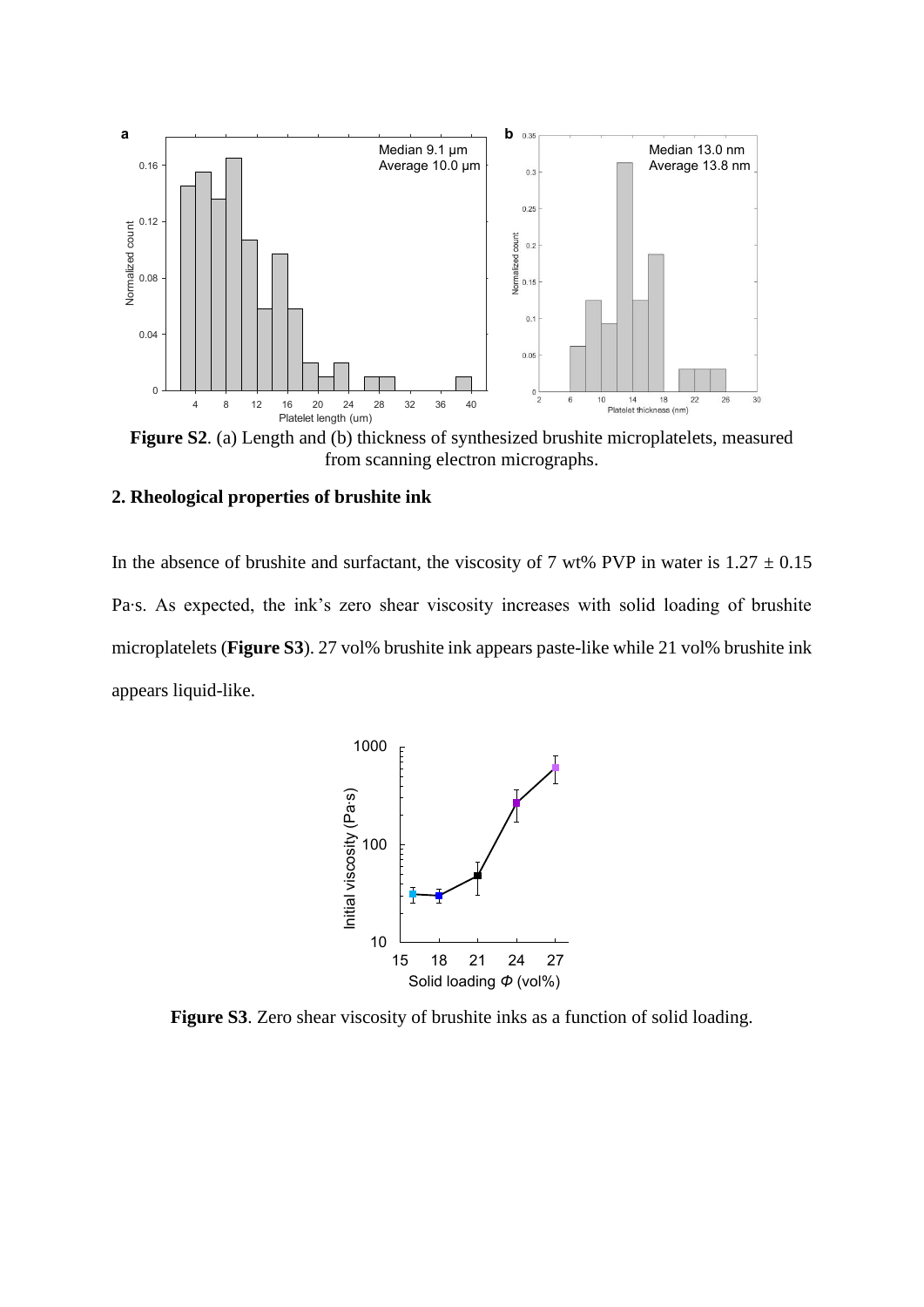**Figure S2**. (a) Length and (b) thickness of synthesized brushite microplatelets, measured from scanning electron micrographs.

## 2. Rheological properties of brushite ink

In the absence of brushite and surfactant, the viscosity of 7 wt% PVP in water is $1.27 \pm 0.15$ Pa·s. As expected, the ink's zero shear viscosity increases with solid loading of brushite microplatelets (**Figure S3**). 27 vol% brushite ink appears paste-like while 21 vol% brushite ink appears liquid-like.

**Figure S3**. Zero shear viscosity of brushite inks as a function of solid loading.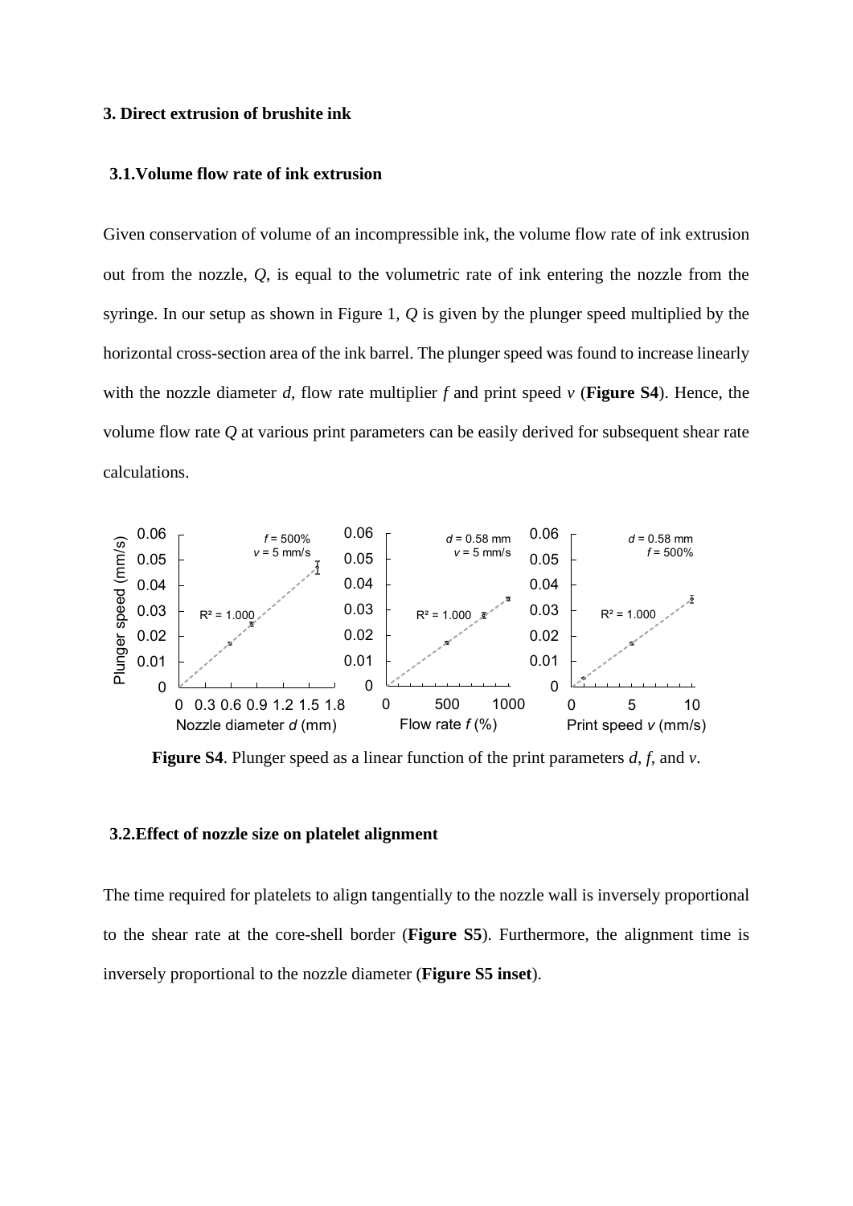### 3. Direct extrusion of brushite ink

#### 3.1. Volume flow rate of ink extrusion

Given conservation of volume of an incompressible ink, the volume flow rate of ink extrusion out from the nozzle, $Q$, is equal to the volumetric rate of ink entering the nozzle from the syringe. In our setup as shown in Figure 1, $Q$ is given by the plunger speed multiplied by the horizontal cross-section area of the ink barrel. The plunger speed was found to increase linearly with the nozzle diameter $d$, flow rate multiplier $f$ and print speed $v$ (**Figure S4**). Hence, the volume flow rate $Q$ at various print parameters can be easily derived for subsequent shear rate calculations.

**Figure S4**. Plunger speed as a linear function of the print parameters $d$, $f$, and $v$.

#### 3.2. Effect of nozzle size on platelet alignment

The time required for platelets to align tangentially to the nozzle wall is inversely proportional to the shear rate at the core-shell border (**Figure S5**). Furthermore, the alignment time is inversely proportional to the nozzle diameter (**Figure S5 inset**).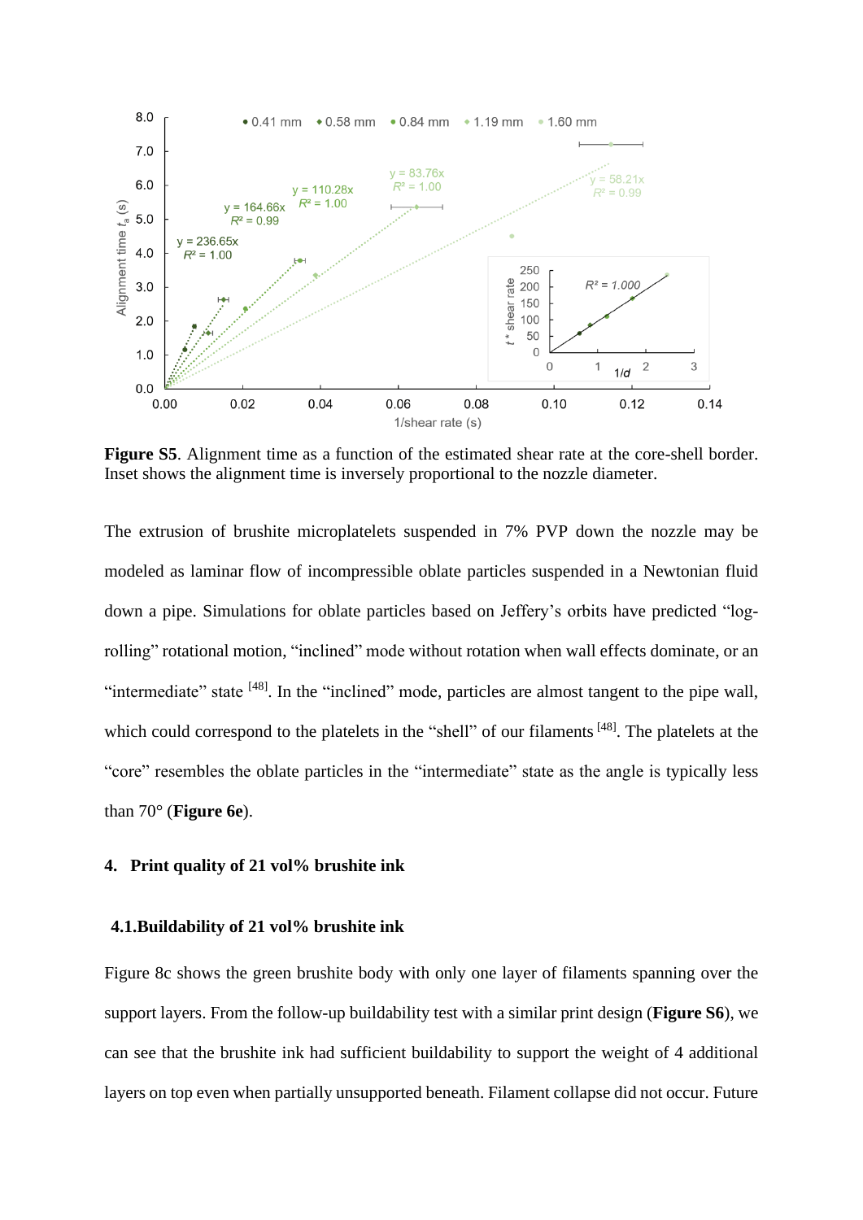**Figure S5**. Alignment time as a function of the estimated shear rate at the core-shell border. Inset shows the alignment time is inversely proportional to the nozzle diameter.

The extrusion of brushite microplatelets suspended in 7% PVP down the nozzle may be modeled as laminar flow of incompressible oblate particles suspended in a Newtonian fluid down a pipe. Simulations for oblate particles based on Jeffery's orbits have predicted "log-rolling" rotational motion, "inclined" mode without rotation when wall effects dominate, or an "intermediate" state [48]. In the "inclined" mode, particles are almost tangent to the pipe wall, which could correspond to the platelets in the "shell" of our filaments [48]. The platelets at the "core" resembles the oblate particles in the "intermediate" state as the angle is typically less than 70° (**Figure 6e**).

## 4. Print quality of 21 vol% brushite ink

### 4.1. Buildability of 21 vol% brushite ink

Figure 8c shows the green brushite body with only one layer of filaments spanning over the support layers. From the follow-up buildability test with a similar print design (**Figure S6**), we can see that the brushite ink had sufficient buildability to support the weight of 4 additional layers on top even when partially unsupported beneath. Filament collapse did not occur. Future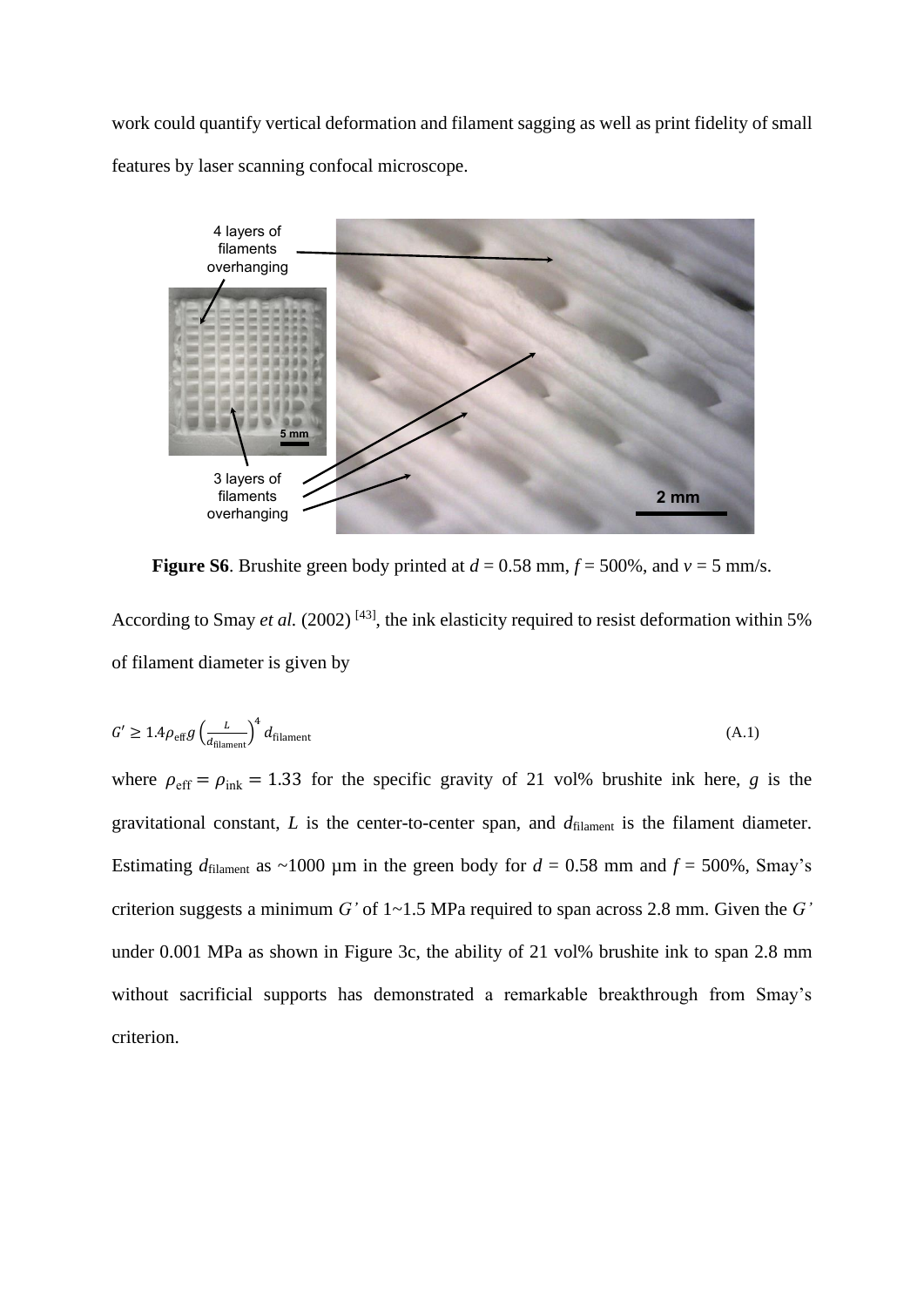work could quantify vertical deformation and filament sagging as well as print fidelity of small features by laser scanning confocal microscope.

**Figure S6**. Brushite green body printed at $d$ = 0.58 mm, $f$ = 500%, and $v$ = 5 mm/s.

According to Smay *et al.* (2002) [43], the ink elasticity required to resist deformation within 5% of filament diameter is given by

$$G' \geq 1.4\rho_{\text{eff}}\, g \left(\frac{L}{d_{\text{filament}}}\right)^4 d_{\text{filament}} \tag{A.1}$$

where $\rho_{\text{eff}} = \rho_{\text{ink}} = 1.33$ for the specific gravity of 21 vol% brushite ink here, $g$ is the gravitational constant, $L$ is the center-to-center span, and $d_{\text{filament}}$ is the filament diameter. Estimating $d_{\text{filament}}$ as ~1000 µm in the green body for $d$ = 0.58 mm and $f$ = 500%, Smay's criterion suggests a minimum $G'$ of 1~1.5 MPa required to span across 2.8 mm. Given the $G'$ under 0.001 MPa as shown in Figure 3c, the ability of 21 vol% brushite ink to span 2.8 mm without sacrificial supports has demonstrated a remarkable breakthrough from Smay's criterion.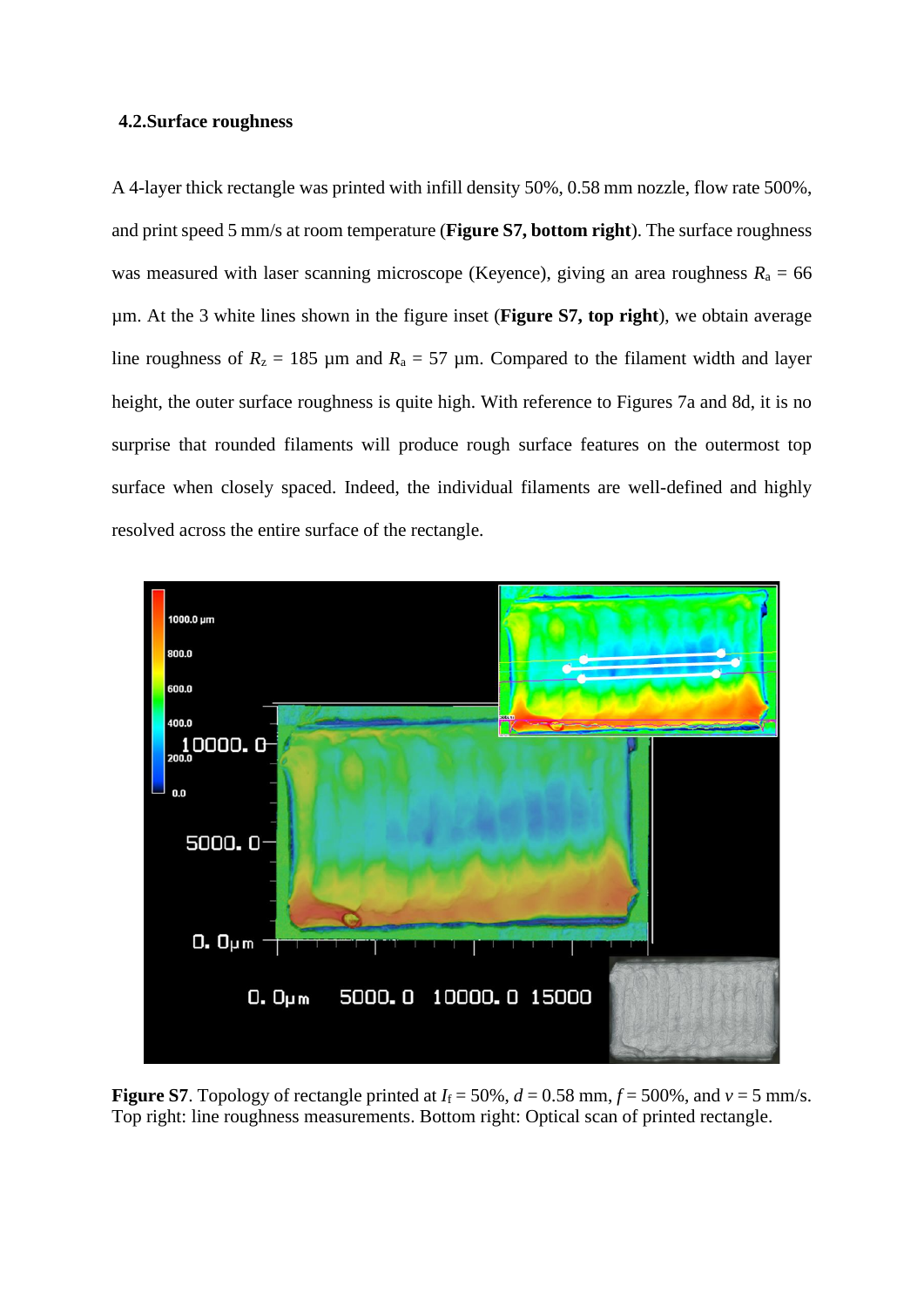### 4.2. Surface roughness

A 4-layer thick rectangle was printed with infill density 50%, 0.58 mm nozzle, flow rate 500%, and print speed 5 mm/s at room temperature (**Figure S7, bottom right**). The surface roughness was measured with laser scanning microscope (Keyence), giving an area roughness $R_a$ = 66 µm. At the 3 white lines shown in the figure inset (**Figure S7, top right**), we obtain average line roughness of $R_z$ = 185 µm and $R_a$ = 57 µm. Compared to the filament width and layer height, the outer surface roughness is quite high. With reference to Figures 7a and 8d, it is no surprise that rounded filaments will produce rough surface features on the outermost top surface when closely spaced. Indeed, the individual filaments are well-defined and highly resolved across the entire surface of the rectangle.

**Figure S7**. Topology of rectangle printed at $I_f$ = 50%, $d$ = 0.58 mm, $f$ = 500%, and $v$ = 5 mm/s. Top right: line roughness measurements. Bottom right: Optical scan of printed rectangle.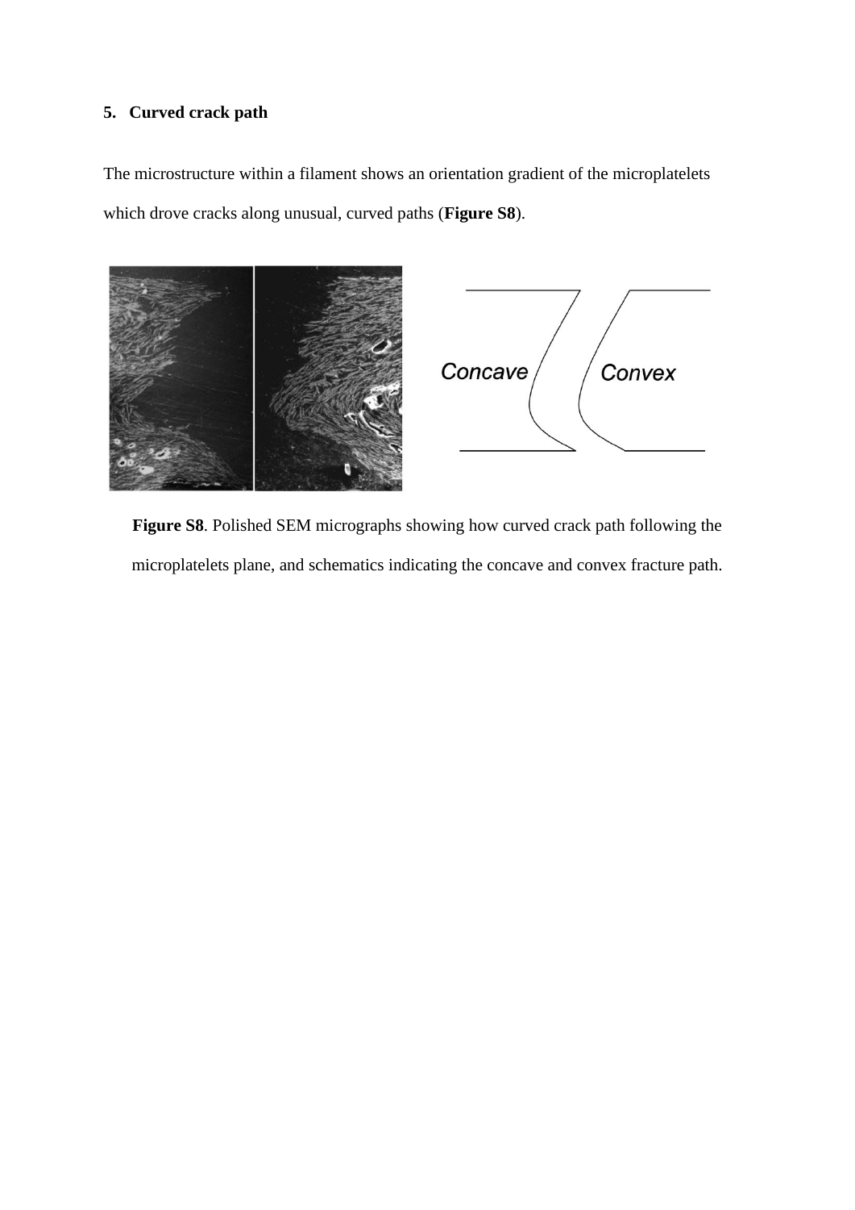## 5. Curved crack path

The microstructure within a filament shows an orientation gradient of the microplatelets which drove cracks along unusual, curved paths (**Figure S8**).

Concave

Convex

**Figure S8**. Polished SEM micrographs showing how curved crack path following the microplatelets plane, and schematics indicating the concave and convex fracture path.